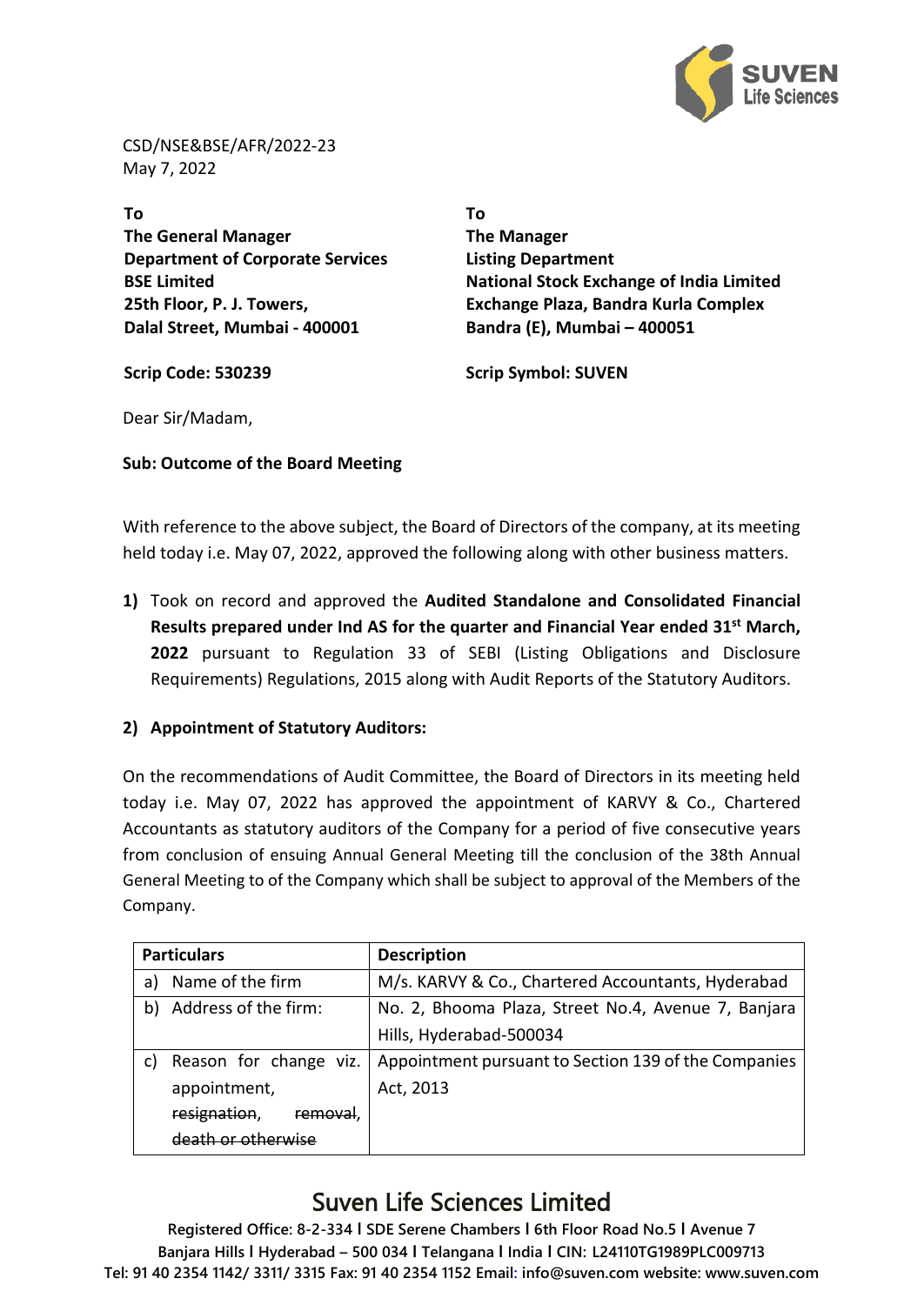CSD/NSE&BSE/AFR/2022-23
May 7, 2022

| **To** | **To** |
|---|---|
| **The General Manager** | **The Manager** |
| **Department of Corporate Services** | **Listing Department** |
| **BSE Limited** | **National Stock Exchange of India Limited** |
| **25th Floor, P. J. Towers,** | **Exchange Plaza, Bandra Kurla Complex** |
| **Dalal Street, Mumbai - 400001** | **Bandra (E), Mumbai – 400051** |
| **Scrip Code: 530239** | **Scrip Symbol: SUVEN** |

Dear Sir/Madam,

**Sub: Outcome of the Board Meeting**

With reference to the above subject, the Board of Directors of the company, at its meeting held today i.e. May 07, 2022, approved the following along with other business matters.

**1)** Took on record and approved the **Audited Standalone and Consolidated Financial Results prepared under Ind AS for the quarter and Financial Year ended 31st March, 2022** pursuant to Regulation 33 of SEBI (Listing Obligations and Disclosure Requirements) Regulations, 2015 along with Audit Reports of the Statutory Auditors.

**2) Appointment of Statutory Auditors:**

On the recommendations of Audit Committee, the Board of Directors in its meeting held today i.e. May 07, 2022 has approved the appointment of KARVY & Co., Chartered Accountants as statutory auditors of the Company for a period of five consecutive years from conclusion of ensuing Annual General Meeting till the conclusion of the 38th Annual General Meeting to of the Company which shall be subject to approval of the Members of the Company.

| Particulars | Description |
|---|---|
| a) Name of the firm | M/s. KARVY & Co., Chartered Accountants, Hyderabad |
| b) Address of the firm: | No. 2, Bhooma Plaza, Street No.4, Avenue 7, Banjara Hills, Hyderabad-500034 |
| c) Reason for change viz. appointment, ~~resignation~~, ~~removal~~, ~~death or otherwise~~ | Appointment pursuant to Section 139 of the Companies Act, 2013 |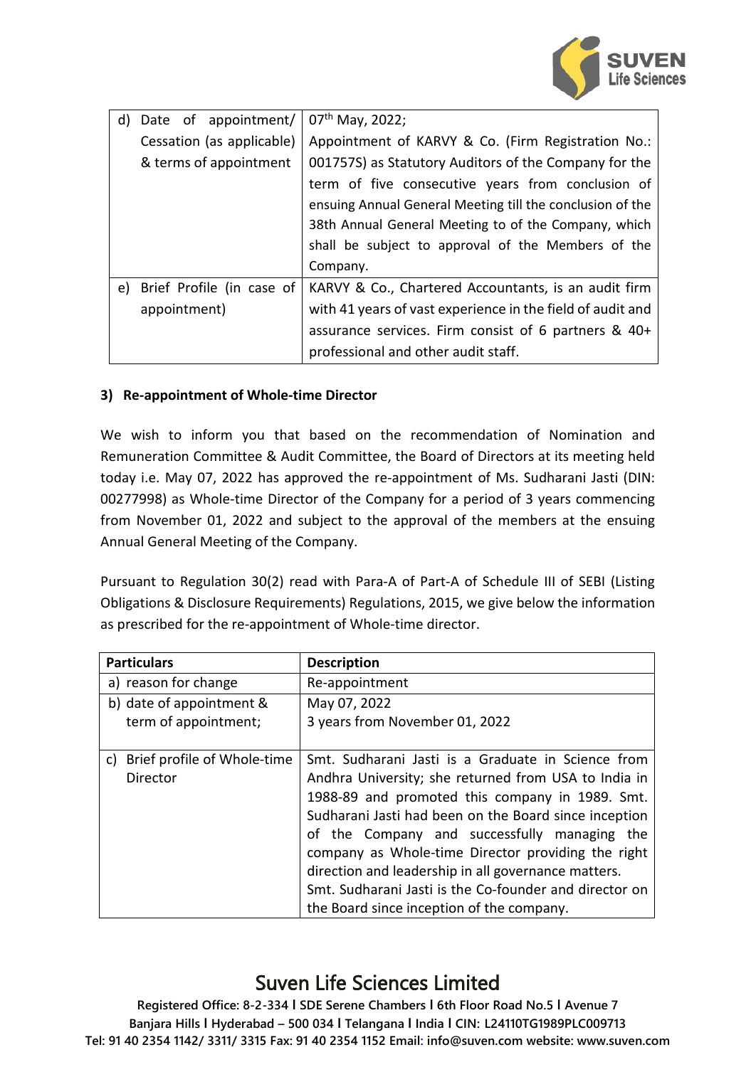| | |
|---|---|
| d) Date of appointment/ Cessation (as applicable) & terms of appointment | 07th May, 2022; Appointment of KARVY & Co. (Firm Registration No.: 001757S) as Statutory Auditors of the Company for the term of five consecutive years from conclusion of ensuing Annual General Meeting till the conclusion of the 38th Annual General Meeting to of the Company, which shall be subject to approval of the Members of the Company. |
| e) Brief Profile (in case of appointment) | KARVY & Co., Chartered Accountants, is an audit firm with 41 years of vast experience in the field of audit and assurance services. Firm consist of 6 partners & 40+ professional and other audit staff. |

**3) Re-appointment of Whole-time Director**

We wish to inform you that based on the recommendation of Nomination and Remuneration Committee & Audit Committee, the Board of Directors at its meeting held today i.e. May 07, 2022 has approved the re-appointment of Ms. Sudharani Jasti (DIN: 00277998) as Whole-time Director of the Company for a period of 3 years commencing from November 01, 2022 and subject to the approval of the members at the ensuing Annual General Meeting of the Company.

Pursuant to Regulation 30(2) read with Para-A of Part-A of Schedule III of SEBI (Listing Obligations & Disclosure Requirements) Regulations, 2015, we give below the information as prescribed for the re-appointment of Whole-time director.

| **Particulars** | **Description** |
|---|---|
| a) reason for change | Re-appointment |
| b) date of appointment & term of appointment; | May 07, 2022<br>3 years from November 01, 2022 |
| c) Brief profile of Whole-time Director | Smt. Sudharani Jasti is a Graduate in Science from Andhra University; she returned from USA to India in 1988-89 and promoted this company in 1989. Smt. Sudharani Jasti had been on the Board since inception of the Company and successfully managing the company as Whole-time Director providing the right direction and leadership in all governance matters.<br>Smt. Sudharani Jasti is the Co-founder and director on the Board since inception of the company. |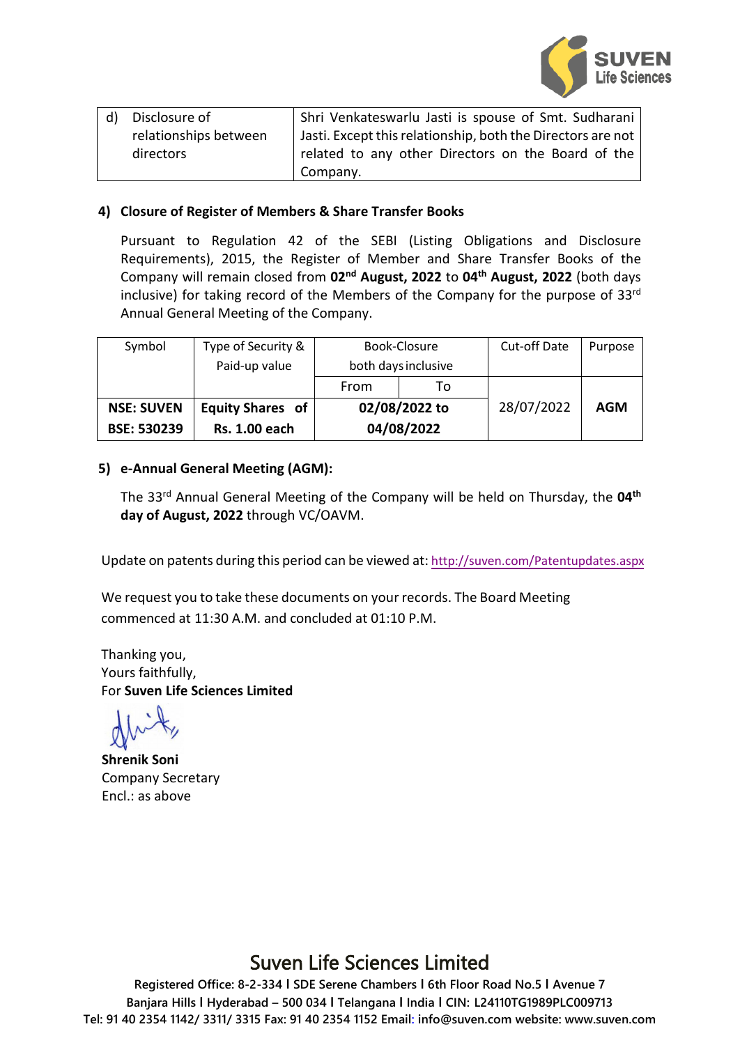| | | |
|---|---|---|
| d) | Disclosure of relationships between directors | Shri Venkateswarlu Jasti is spouse of Smt. Sudharani Jasti. Except this relationship, both the Directors are not related to any other Directors on the Board of the Company. |

**4) Closure of Register of Members & Share Transfer Books**

Pursuant to Regulation 42 of the SEBI (Listing Obligations and Disclosure Requirements), 2015, the Register of Member and Share Transfer Books of the Company will remain closed from **02nd August, 2022** to **04th August, 2022** (both days inclusive) for taking record of the Members of the Company for the purpose of 33rd Annual General Meeting of the Company.

| Symbol | Type of Security & Paid-up value | Book-Closure both days inclusive | | Cut-off Date | Purpose |
|---|---|---|---|---|---|
| | | From | To | | |
| **NSE: SUVEN BSE: 530239** | **Equity Shares of Rs. 1.00 each** | **02/08/2022 to 04/08/2022** | | 28/07/2022 | **AGM** |

**5) e-Annual General Meeting (AGM):**

The 33rd Annual General Meeting of the Company will be held on Thursday, the **04th day of August, 2022** through VC/OAVM.

Update on patents during this period can be viewed at: http://suven.com/Patentupdates.aspx

We request you to take these documents on your records. The Board Meeting commenced at 11:30 A.M. and concluded at 01:10 P.M.

Thanking you,
Yours faithfully,
For **Suven Life Sciences Limited**

**Shrenik Soni**
Company Secretary
Encl.: as above